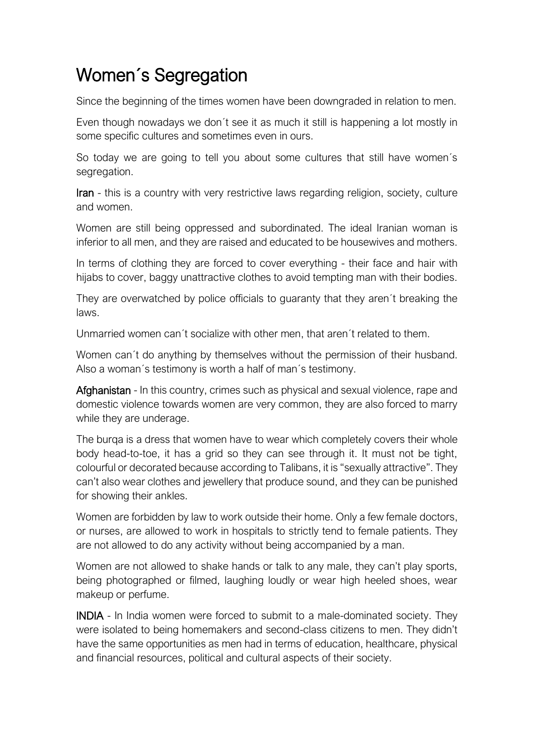# Women´s Segregation

Since the beginning of the times women have been downgraded in relation to men.

Even though nowadays we don´t see it as much it still is happening a lot mostly in some specific cultures and sometimes even in ours.

So today we are going to tell you about some cultures that still have women´s segregation.

Iran - this is a country with very restrictive laws regarding religion, society, culture and women.

Women are still being oppressed and subordinated. The ideal Iranian woman is inferior to all men, and they are raised and educated to be housewives and mothers.

In terms of clothing they are forced to cover everything - their face and hair with hijabs to cover, baggy unattractive clothes to avoid tempting man with their bodies.

They are overwatched by police officials to guaranty that they aren´t breaking the laws.

Unmarried women can´t socialize with other men, that aren´t related to them.

Women can´t do anything by themselves without the permission of their husband. Also a woman´s testimony is worth a half of man´s testimony.

Afghanistan - In this country, crimes such as physical and sexual violence, rape and domestic violence towards women are very common, they are also forced to marry while they are underage.

The burqa is a dress that women have to wear which completely covers their whole body head-to-toe, it has a grid so they can see through it. It must not be tight, colourful or decorated because according to Talibans, it is "sexually attractive". They can't also wear clothes and jewellery that produce sound, and they can be punished for showing their ankles.

Women are forbidden by law to work outside their home. Only a few female doctors, or nurses, are allowed to work in hospitals to strictly tend to female patients. They are not allowed to do any activity without being accompanied by a man.

Women are not allowed to shake hands or talk to any male, they can't play sports, being photographed or filmed, laughing loudly or wear high heeled shoes, wear makeup or perfume.

INDIA - In India women were forced to submit to a male-dominated society. They were isolated to being homemakers and second-class citizens to men. They didn't have the same opportunities as men had in terms of education, healthcare, physical and financial resources, political and cultural aspects of their society.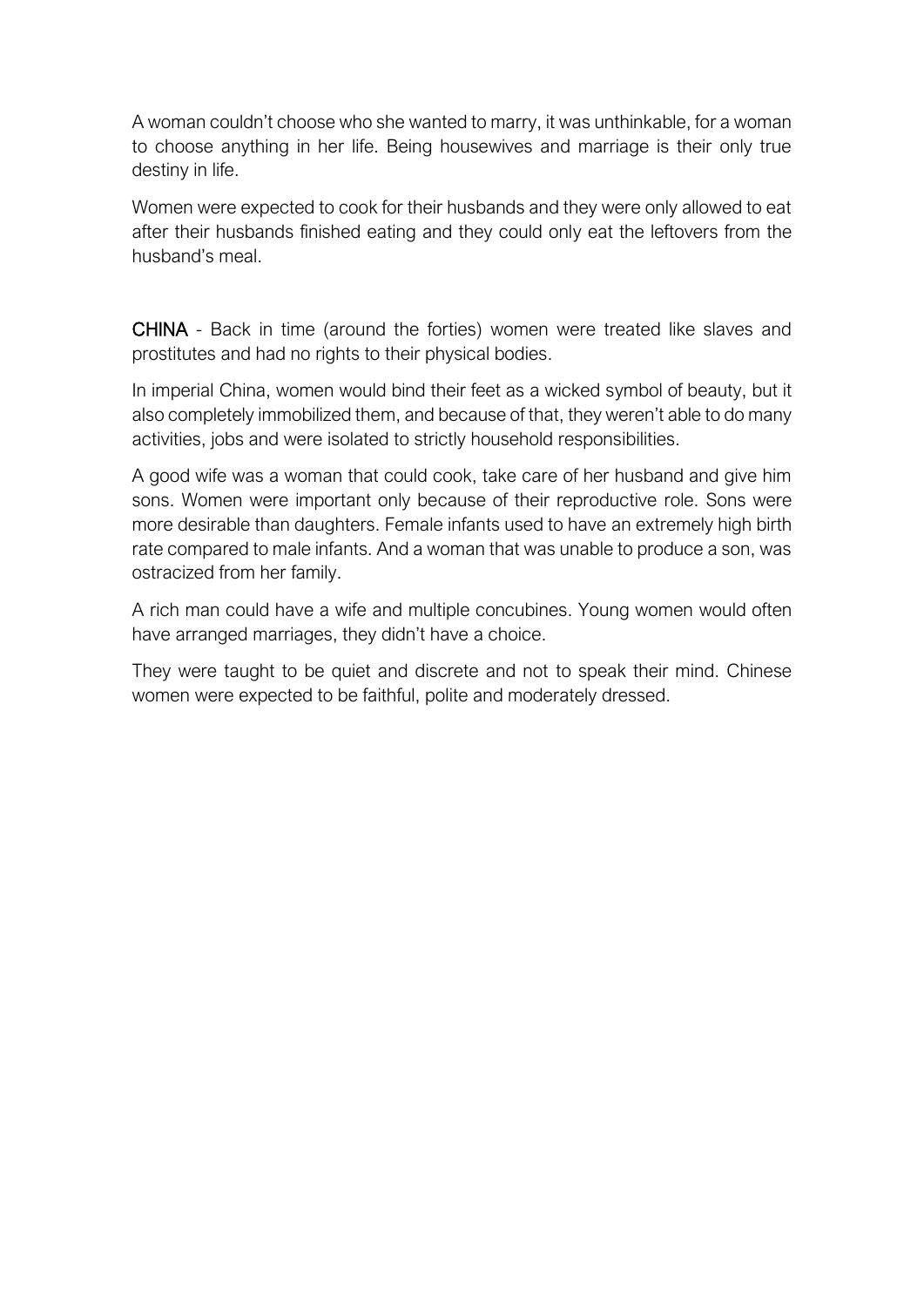A woman couldn't choose who she wanted to marry, it was unthinkable, for a woman to choose anything in her life. Being housewives and marriage is their only true destiny in life.

Women were expected to cook for their husbands and they were only allowed to eat after their husbands finished eating and they could only eat the leftovers from the husband's meal.

**CHINA** - Back in time (around the forties) women were treated like slaves and prostitutes and had no rights to their physical bodies.

In imperial China, women would bind their feet as a wicked symbol of beauty, but it also completely immobilized them, and because of that, they weren't able to do many activities, jobs and were isolated to strictly household responsibilities.

A good wife was a woman that could cook, take care of her husband and give him sons. Women were important only because of their reproductive role. Sons were more desirable than daughters. Female infants used to have an extremely high birth rate compared to male infants. And a woman that was unable to produce a son, was ostracized from her family.

A rich man could have a wife and multiple concubines. Young women would often have arranged marriages, they didn't have a choice.

They were taught to be quiet and discrete and not to speak their mind. Chinese women were expected to be faithful, polite and moderately dressed.